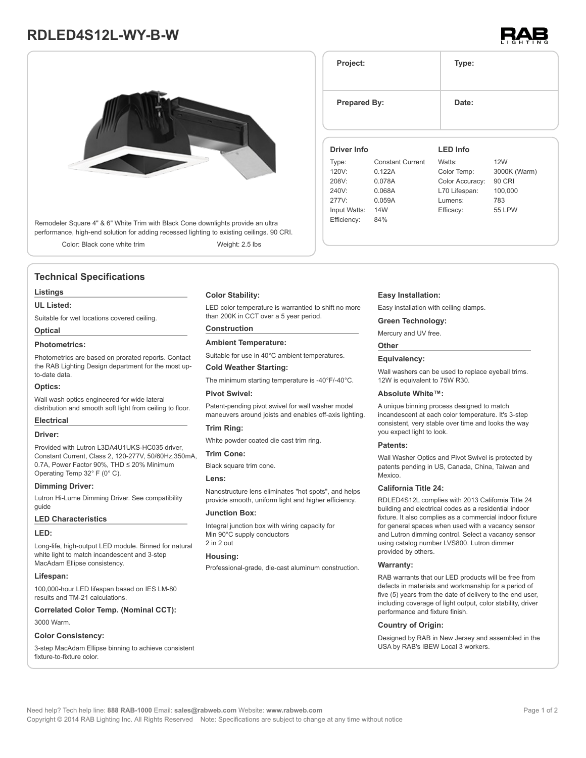# RDLED4S12L-WY-B-W

Remodeler Square 4" & 6" White Trim with Black Cone downlights provide an ultra performance, high-end solution for adding recessed lighting to existing ceilings. 90 CRI.

Color: Black cone white trim  Weight: 2.5 lbs

| Project: | Type: |
| --- | --- |
| Prepared By: | Date: |

| Driver Info | | LED Info | |
| --- | --- | --- | --- |
| Type: | Constant Current | Watts: | 12W |
| 120V: | 0.122A | Color Temp: | 3000K (Warm) |
| 208V: | 0.078A | Color Accuracy: | 90 CRI |
| 240V: | 0.068A | L70 Lifespan: | 100,000 |
| 277V: | 0.059A | Lumens: | 783 |
| Input Watts: | 14W | Efficacy: | 55 LPW |
| Efficiency: | 84% | | |

## Technical Specifications

### Listings

**UL Listed:**

Suitable for wet locations covered ceiling.

### Optical

**Photometrics:**

Photometrics are based on prorated reports. Contact the RAB Lighting Design department for the most up-to-date data.

**Optics:**

Wall wash optics engineered for wide lateral distribution and smooth soft light from ceiling to floor.

### Electrical

**Driver:**

Provided with Lutron L3DA4U1UKS-HC035 driver, Constant Current, Class 2, 120-277V, 50/60Hz,350mA, 0.7A, Power Factor 90%, THD ≤ 20% Minimum Operating Temp 32° F (0° C).

**Dimming Driver:**

Lutron Hi-Lume Dimming Driver. See compatibility guide

### LED Characteristics

**LED:**

Long-life, high-output LED module. Binned for natural white light to match incandescent and 3-step MacAdam Ellipse consistency.

**Lifespan:**

100,000-hour LED lifespan based on IES LM-80 results and TM-21 calculations.

**Correlated Color Temp. (Nominal CCT):**

3000 Warm.

**Color Consistency:**

3-step MacAdam Ellipse binning to achieve consistent fixture-to-fixture color.

**Color Stability:**

LED color temperature is warrantied to shift no more than 200K in CCT over a 5 year period.

### Construction

**Ambient Temperature:**

Suitable for use in 40°C ambient temperatures.

**Cold Weather Starting:**

The minimum starting temperature is -40°F/-40°C.

**Pivot Swivel:**

Patent-pending pivot swivel for wall washer model maneuvers around joists and enables off-axis lighting.

**Trim Ring:**

White powder coated die cast trim ring.

**Trim Cone:**

Black square trim cone.

**Lens:**

Nanostructure lens eliminates "hot spots", and helps provide smooth, uniform light and higher efficiency.

**Junction Box:**

Integral junction box with wiring capacity for Min 90°C supply conductors
2 in 2 out

**Housing:**

Professional-grade, die-cast aluminum construction.

**Easy Installation:**

Easy installation with ceiling clamps.

**Green Technology:**

Mercury and UV free.

### Other

**Equivalency:**

Wall washers can be used to replace eyeball trims. 12W is equivalent to 75W R30.

**Absolute White™:**

A unique binning process designed to match incandescent at each color temperature. It's 3-step consistent, very stable over time and looks the way you expect light to look.

**Patents:**

Wall Washer Optics and Pivot Swivel is protected by patents pending in US, Canada, China, Taiwan and Mexico.

**California Title 24:**

RDLED4S12L complies with 2013 California Title 24 building and electrical codes as a residential indoor fixture. It also complies as a commercial indoor fixture for general spaces when used with a vacancy sensor and Lutron dimming control. Select a vacancy sensor using catalog number LVS800. Lutron dimmer provided by others.

**Warranty:**

RAB warrants that our LED products will be free from defects in materials and workmanship for a period of five (5) years from the date of delivery to the end user, including coverage of light output, color stability, driver performance and fixture finish.

**Country of Origin:**

Designed by RAB in New Jersey and assembled in the USA by RAB's IBEW Local 3 workers.

Need help? Tech help line: **888 RAB-1000** Email: **sales@rabweb.com** Website: **www.rabweb.com**
Copyright © 2014 RAB Lighting Inc. All Rights Reserved  Note: Specifications are subject to change at any time without notice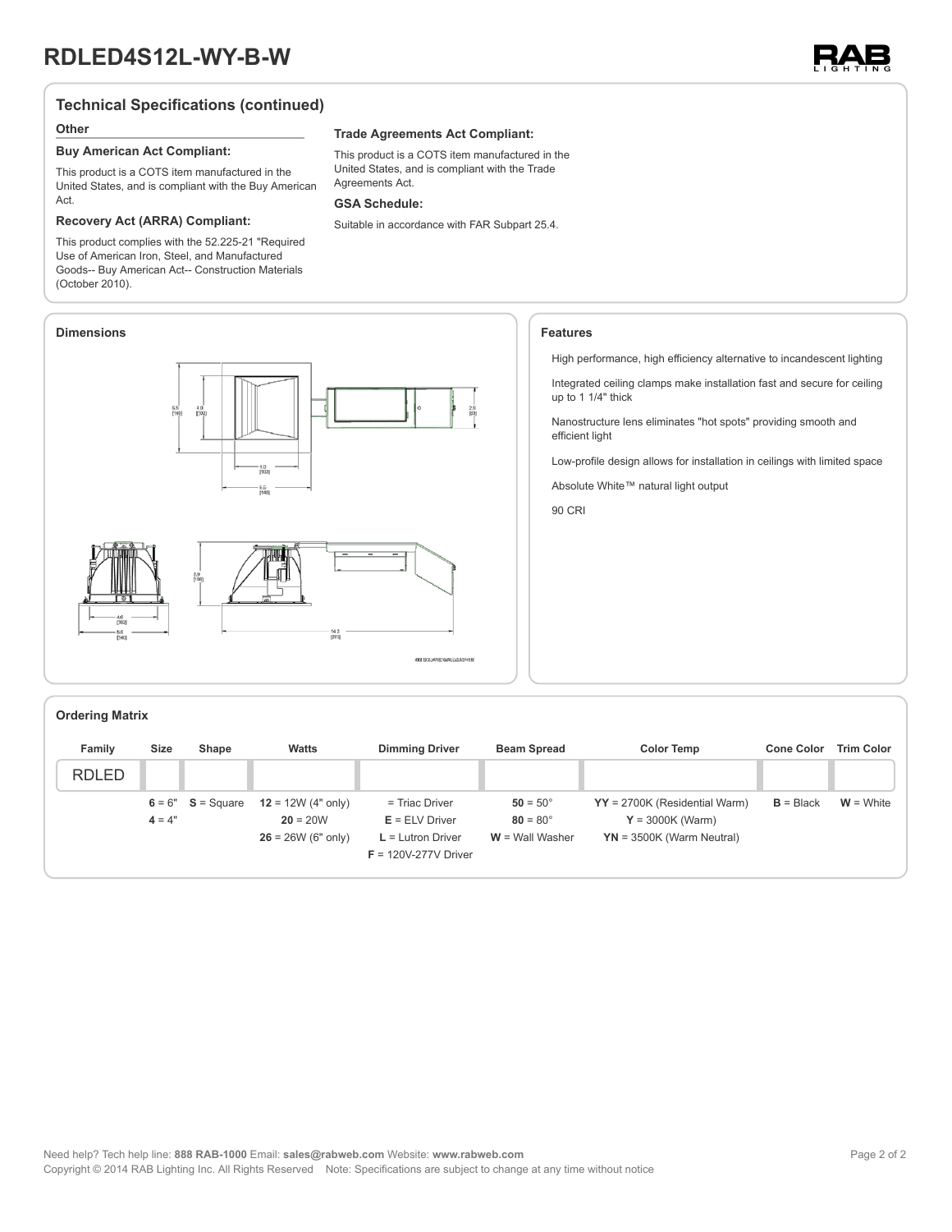# RDLED4S12L-WY-B-W

## Technical Specifications (continued)

### Other

**Buy American Act Compliant:**

This product is a COTS item manufactured in the United States, and is compliant with the Buy American Act.

**Recovery Act (ARRA) Compliant:**

This product complies with the 52.225-21 "Required Use of American Iron, Steel, and Manufactured Goods-- Buy American Act-- Construction Materials (October 2010).

**Trade Agreements Act Compliant:**

This product is a COTS item manufactured in the United States, and is compliant with the Trade Agreements Act.

**GSA Schedule:**

Suitable in accordance with FAR Subpart 25.4.

## Dimensions

5.5 [140]
4.0 [102]
4.0 [102]
5.5 [140]
2.5 [63]
3.9 [100]
4.0 [102]
5.5 [140]
14.2 [361]

## Features

High performance, high efficiency alternative to incandescent lighting

Integrated ceiling clamps make installation fast and secure for ceiling up to 1 1/4" thick

Nanostructure lens eliminates "hot spots" providing smooth and efficient light

Low-profile design allows for installation in ceilings with limited space

Absolute White™ natural light output

90 CRI

## Ordering Matrix

| Family | Size | Shape | Watts | Dimming Driver | Beam Spread | Color Temp | Cone Color | Trim Color |
|---|---|---|---|---|---|---|---|---|
| RDLED | | | | | | | | |
| | **6** = 6" | **S** = Square | **12** = 12W (4" only) | = Triac Driver | **50** = 50° | **YY** = 2700K (Residential Warm) | **B** = Black | **W** = White |
| | **4** = 4" | | **20** = 20W | **E** = ELV Driver | **80** = 80° | **Y** = 3000K (Warm) | | |
| | | | **26** = 26W (6" only) | **L** = Lutron Driver | **W** = Wall Washer | **YN** = 3500K (Warm Neutral) | | |
| | | | | **F** = 120V-277V Driver | | | | |

Need help? Tech help line: **888 RAB-1000** Email: **sales@rabweb.com** Website: **www.rabweb.com**

Copyright © 2014 RAB Lighting Inc. All Rights Reserved Note: Specifications are subject to change at any time without notice